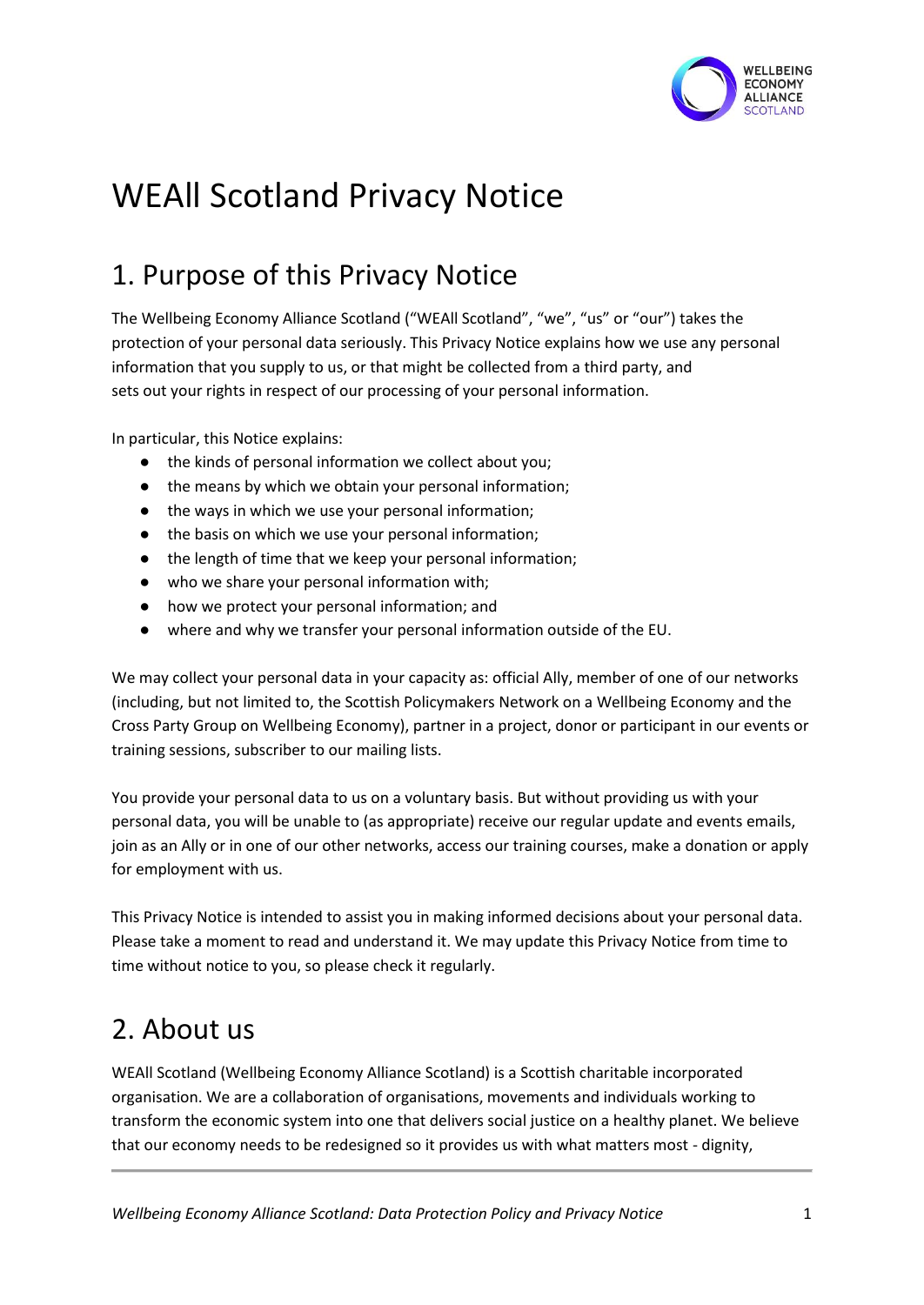# WEAll Scotland Privacy Notice

## 1. Purpose of this Privacy Notice

The Wellbeing Economy Alliance Scotland ("WEAll Scotland", "we", "us" or "our") takes the protection of your personal data seriously. This Privacy Notice explains how we use any personal information that you supply to us, or that might be collected from a third party, and sets out your rights in respect of our processing of your personal information.

In particular, this Notice explains:

- the kinds of personal information we collect about you;
- the means by which we obtain your personal information;
- the ways in which we use your personal information;
- the basis on which we use your personal information;
- the length of time that we keep your personal information;
- who we share your personal information with;
- how we protect your personal information; and
- where and why we transfer your personal information outside of the EU.

We may collect your personal data in your capacity as: official Ally, member of one of our networks (including, but not limited to, the Scottish Policymakers Network on a Wellbeing Economy and the Cross Party Group on Wellbeing Economy), partner in a project, donor or participant in our events or training sessions, subscriber to our mailing lists.

You provide your personal data to us on a voluntary basis. But without providing us with your personal data, you will be unable to (as appropriate) receive our regular update and events emails, join as an Ally or in one of our other networks, access our training courses, make a donation or apply for employment with us.

This Privacy Notice is intended to assist you in making informed decisions about your personal data. Please take a moment to read and understand it. We may update this Privacy Notice from time to time without notice to you, so please check it regularly.

## 2. About us

WEAll Scotland (Wellbeing Economy Alliance Scotland) is a Scottish charitable incorporated organisation. We are a collaboration of organisations, movements and individuals working to transform the economic system into one that delivers social justice on a healthy planet. We believe that our economy needs to be redesigned so it provides us with what matters most - dignity,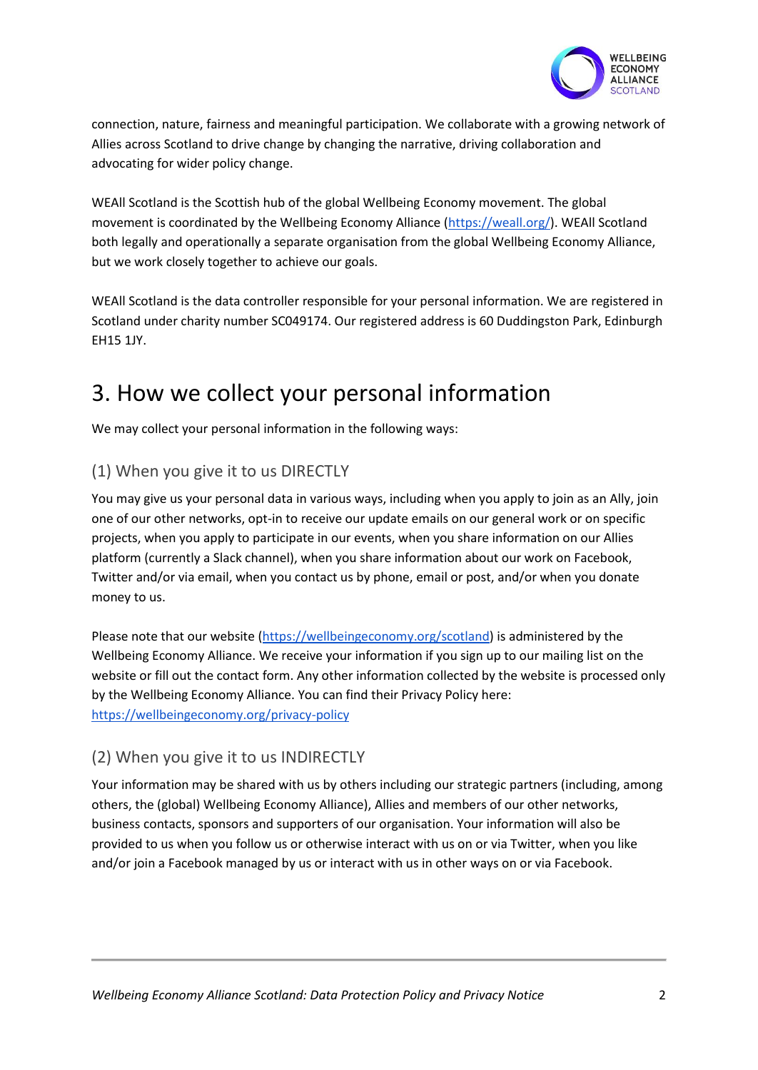connection, nature, fairness and meaningful participation. We collaborate with a growing network of Allies across Scotland to drive change by changing the narrative, driving collaboration and advocating for wider policy change.

WEAll Scotland is the Scottish hub of the global Wellbeing Economy movement. The global movement is coordinated by the Wellbeing Economy Alliance (https://weall.org/). WEAll Scotland both legally and operationally a separate organisation from the global Wellbeing Economy Alliance, but we work closely together to achieve our goals.

WEAll Scotland is the data controller responsible for your personal information. We are registered in Scotland under charity number SC049174. Our registered address is 60 Duddingston Park, Edinburgh EH15 1JY.

# 3. How we collect your personal information

We may collect your personal information in the following ways:

## (1) When you give it to us DIRECTLY

You may give us your personal data in various ways, including when you apply to join as an Ally, join one of our other networks, opt-in to receive our update emails on our general work or on specific projects, when you apply to participate in our events, when you share information on our Allies platform (currently a Slack channel), when you share information about our work on Facebook, Twitter and/or via email, when you contact us by phone, email or post, and/or when you donate money to us.

Please note that our website (https://wellbeingeconomy.org/scotland) is administered by the Wellbeing Economy Alliance. We receive your information if you sign up to our mailing list on the website or fill out the contact form. Any other information collected by the website is processed only by the Wellbeing Economy Alliance. You can find their Privacy Policy here: https://wellbeingeconomy.org/privacy-policy

## (2) When you give it to us INDIRECTLY

Your information may be shared with us by others including our strategic partners (including, among others, the (global) Wellbeing Economy Alliance), Allies and members of our other networks, business contacts, sponsors and supporters of our organisation. Your information will also be provided to us when you follow us or otherwise interact with us on or via Twitter, when you like and/or join a Facebook managed by us or interact with us in other ways on or via Facebook.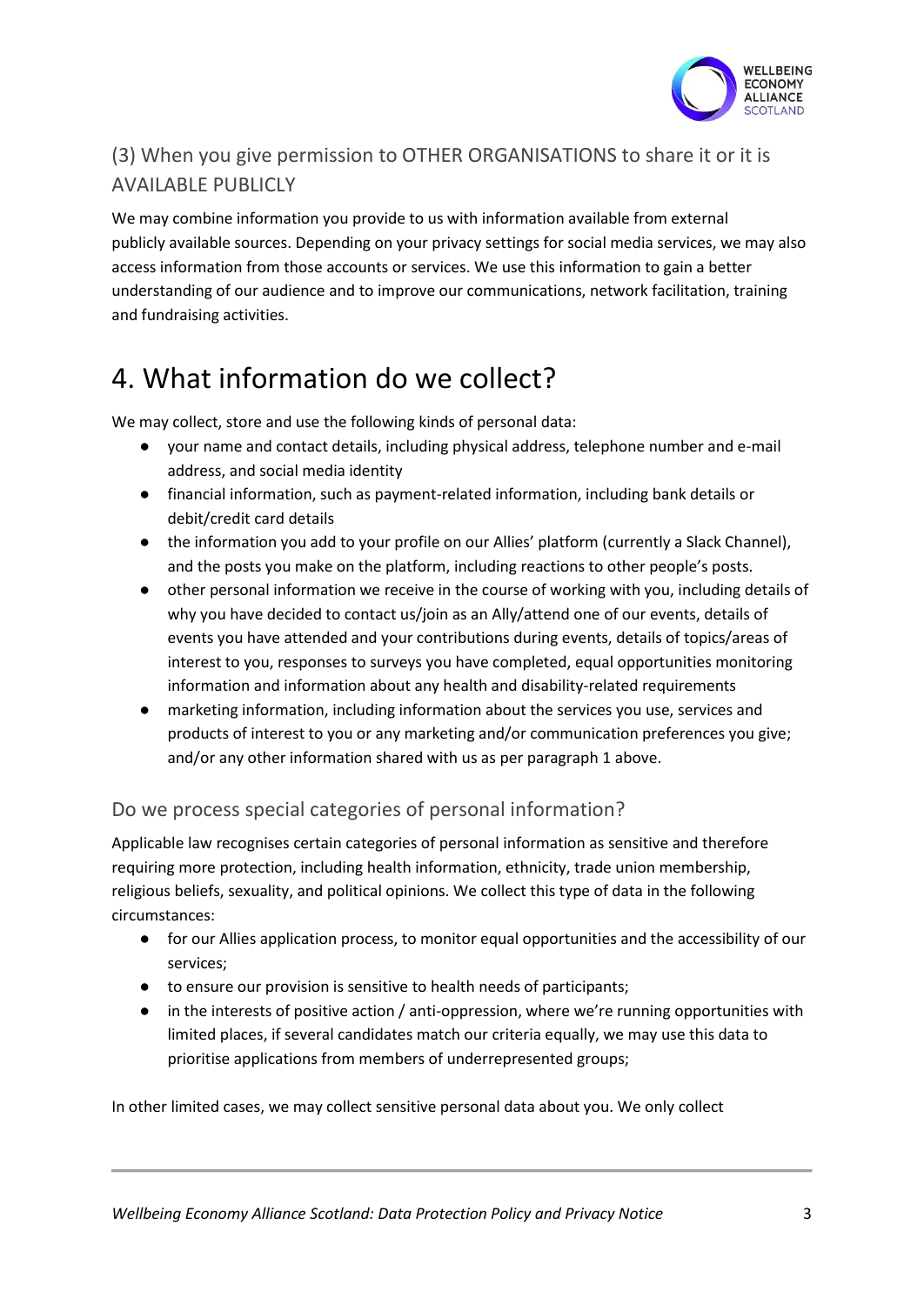### (3) When you give permission to OTHER ORGANISATIONS to share it or it is AVAILABLE PUBLICLY

We may combine information you provide to us with information available from external publicly available sources. Depending on your privacy settings for social media services, we may also access information from those accounts or services. We use this information to gain a better understanding of our audience and to improve our communications, network facilitation, training and fundraising activities.

# 4. What information do we collect?

We may collect, store and use the following kinds of personal data:

- your name and contact details, including physical address, telephone number and e-mail address, and social media identity
- financial information, such as payment-related information, including bank details or debit/credit card details
- the information you add to your profile on our Allies' platform (currently a Slack Channel), and the posts you make on the platform, including reactions to other people's posts.
- other personal information we receive in the course of working with you, including details of why you have decided to contact us/join as an Ally/attend one of our events, details of events you have attended and your contributions during events, details of topics/areas of interest to you, responses to surveys you have completed, equal opportunities monitoring information and information about any health and disability-related requirements
- marketing information, including information about the services you use, services and products of interest to you or any marketing and/or communication preferences you give; and/or any other information shared with us as per paragraph 1 above.

## Do we process special categories of personal information?

Applicable law recognises certain categories of personal information as sensitive and therefore requiring more protection, including health information, ethnicity, trade union membership, religious beliefs, sexuality, and political opinions. We collect this type of data in the following circumstances:

- for our Allies application process, to monitor equal opportunities and the accessibility of our services;
- to ensure our provision is sensitive to health needs of participants;
- in the interests of positive action / anti-oppression, where we're running opportunities with limited places, if several candidates match our criteria equally, we may use this data to prioritise applications from members of underrepresented groups;

In other limited cases, we may collect sensitive personal data about you. We only collect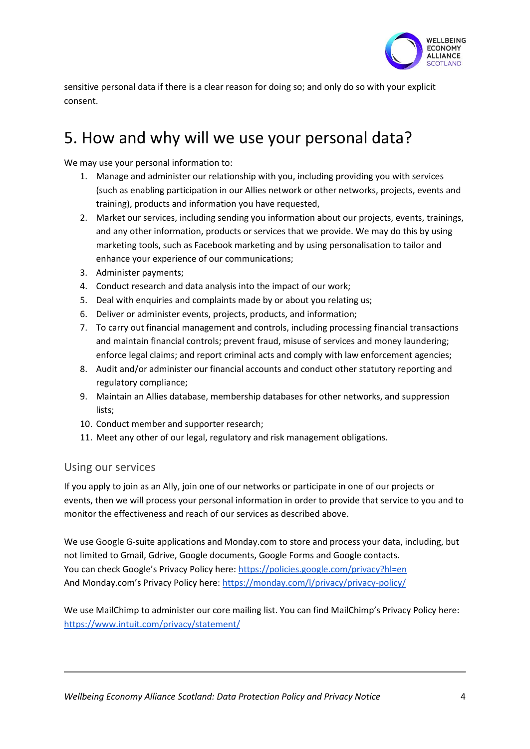sensitive personal data if there is a clear reason for doing so; and only do so with your explicit consent.

# 5. How and why will we use your personal data?

We may use your personal information to:

1. Manage and administer our relationship with you, including providing you with services (such as enabling participation in our Allies network or other networks, projects, events and training), products and information you have requested,
2. Market our services, including sending you information about our projects, events, trainings, and any other information, products or services that we provide. We may do this by using marketing tools, such as Facebook marketing and by using personalisation to tailor and enhance your experience of our communications;
3. Administer payments;
4. Conduct research and data analysis into the impact of our work;
5. Deal with enquiries and complaints made by or about you relating us;
6. Deliver or administer events, projects, products, and information;
7. To carry out financial management and controls, including processing financial transactions and maintain financial controls; prevent fraud, misuse of services and money laundering; enforce legal claims; and report criminal acts and comply with law enforcement agencies;
8. Audit and/or administer our financial accounts and conduct other statutory reporting and regulatory compliance;
9. Maintain an Allies database, membership databases for other networks, and suppression lists;
10. Conduct member and supporter research;
11. Meet any other of our legal, regulatory and risk management obligations.

## Using our services

If you apply to join as an Ally, join one of our networks or participate in one of our projects or events, then we will process your personal information in order to provide that service to you and to monitor the effectiveness and reach of our services as described above.

We use Google G-suite applications and Monday.com to store and process your data, including, but not limited to Gmail, Gdrive, Google documents, Google Forms and Google contacts.
You can check Google's Privacy Policy here: https://policies.google.com/privacy?hl=en
And Monday.com's Privacy Policy here: https://monday.com/l/privacy/privacy-policy/

We use MailChimp to administer our core mailing list. You can find MailChimp's Privacy Policy here: https://www.intuit.com/privacy/statement/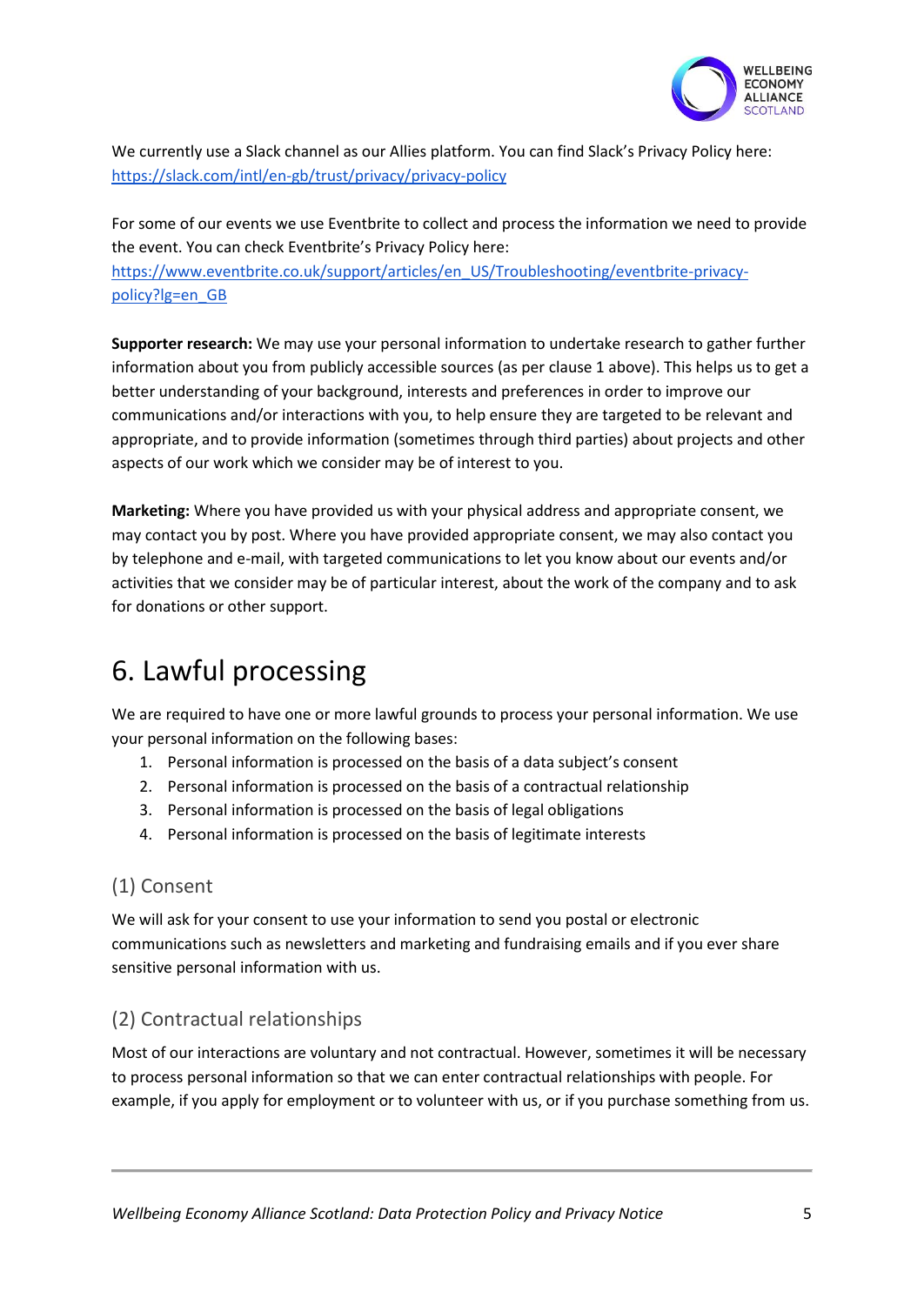We currently use a Slack channel as our Allies platform. You can find Slack's Privacy Policy here: https://slack.com/intl/en-gb/trust/privacy/privacy-policy

For some of our events we use Eventbrite to collect and process the information we need to provide the event. You can check Eventbrite's Privacy Policy here: https://www.eventbrite.co.uk/support/articles/en_US/Troubleshooting/eventbrite-privacy-policy?lg=en_GB

**Supporter research:** We may use your personal information to undertake research to gather further information about you from publicly accessible sources (as per clause 1 above). This helps us to get a better understanding of your background, interests and preferences in order to improve our communications and/or interactions with you, to help ensure they are targeted to be relevant and appropriate, and to provide information (sometimes through third parties) about projects and other aspects of our work which we consider may be of interest to you.

**Marketing:** Where you have provided us with your physical address and appropriate consent, we may contact you by post. Where you have provided appropriate consent, we may also contact you by telephone and e-mail, with targeted communications to let you know about our events and/or activities that we consider may be of particular interest, about the work of the company and to ask for donations or other support.

# 6. Lawful processing

We are required to have one or more lawful grounds to process your personal information. We use your personal information on the following bases:

1. Personal information is processed on the basis of a data subject's consent
2. Personal information is processed on the basis of a contractual relationship
3. Personal information is processed on the basis of legal obligations
4. Personal information is processed on the basis of legitimate interests

## (1) Consent

We will ask for your consent to use your information to send you postal or electronic communications such as newsletters and marketing and fundraising emails and if you ever share sensitive personal information with us.

## (2) Contractual relationships

Most of our interactions are voluntary and not contractual. However, sometimes it will be necessary to process personal information so that we can enter contractual relationships with people. For example, if you apply for employment or to volunteer with us, or if you purchase something from us.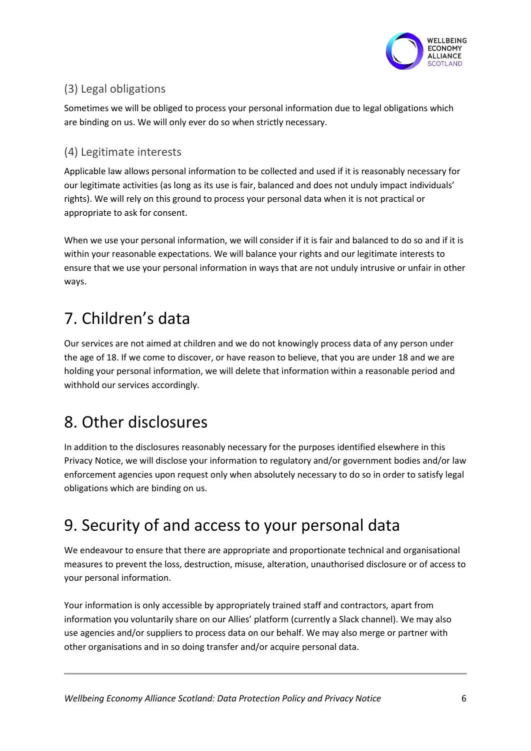### (3) Legal obligations

Sometimes we will be obliged to process your personal information due to legal obligations which are binding on us. We will only ever do so when strictly necessary.

### (4) Legitimate interests

Applicable law allows personal information to be collected and used if it is reasonably necessary for our legitimate activities (as long as its use is fair, balanced and does not unduly impact individuals' rights). We will rely on this ground to process your personal data when it is not practical or appropriate to ask for consent.

When we use your personal information, we will consider if it is fair and balanced to do so and if it is within your reasonable expectations. We will balance your rights and our legitimate interests to ensure that we use your personal information in ways that are not unduly intrusive or unfair in other ways.

# 7. Children's data

Our services are not aimed at children and we do not knowingly process data of any person under the age of 18. If we come to discover, or have reason to believe, that you are under 18 and we are holding your personal information, we will delete that information within a reasonable period and withhold our services accordingly.

# 8. Other disclosures

In addition to the disclosures reasonably necessary for the purposes identified elsewhere in this Privacy Notice, we will disclose your information to regulatory and/or government bodies and/or law enforcement agencies upon request only when absolutely necessary to do so in order to satisfy legal obligations which are binding on us.

# 9. Security of and access to your personal data

We endeavour to ensure that there are appropriate and proportionate technical and organisational measures to prevent the loss, destruction, misuse, alteration, unauthorised disclosure or of access to your personal information.

Your information is only accessible by appropriately trained staff and contractors, apart from information you voluntarily share on our Allies' platform (currently a Slack channel). We may also use agencies and/or suppliers to process data on our behalf. We may also merge or partner with other organisations and in so doing transfer and/or acquire personal data.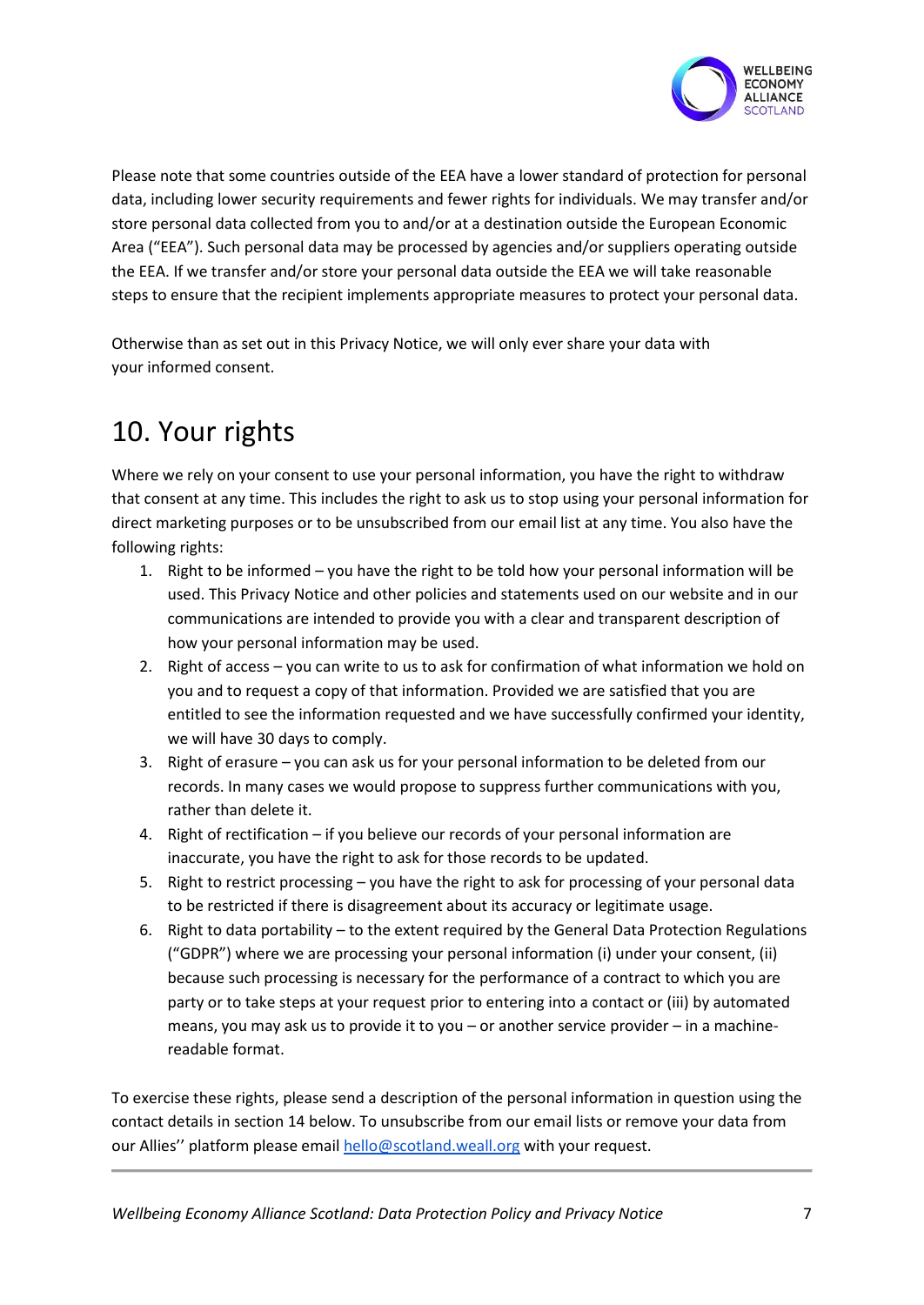Please note that some countries outside of the EEA have a lower standard of protection for personal data, including lower security requirements and fewer rights for individuals. We may transfer and/or store personal data collected from you to and/or at a destination outside the European Economic Area ("EEA"). Such personal data may be processed by agencies and/or suppliers operating outside the EEA. If we transfer and/or store your personal data outside the EEA we will take reasonable steps to ensure that the recipient implements appropriate measures to protect your personal data.

Otherwise than as set out in this Privacy Notice, we will only ever share your data with your informed consent.

# 10. Your rights

Where we rely on your consent to use your personal information, you have the right to withdraw that consent at any time. This includes the right to ask us to stop using your personal information for direct marketing purposes or to be unsubscribed from our email list at any time. You also have the following rights:

1. Right to be informed – you have the right to be told how your personal information will be used. This Privacy Notice and other policies and statements used on our website and in our communications are intended to provide you with a clear and transparent description of how your personal information may be used.
2. Right of access – you can write to us to ask for confirmation of what information we hold on you and to request a copy of that information. Provided we are satisfied that you are entitled to see the information requested and we have successfully confirmed your identity, we will have 30 days to comply.
3. Right of erasure – you can ask us for your personal information to be deleted from our records. In many cases we would propose to suppress further communications with you, rather than delete it.
4. Right of rectification – if you believe our records of your personal information are inaccurate, you have the right to ask for those records to be updated.
5. Right to restrict processing – you have the right to ask for processing of your personal data to be restricted if there is disagreement about its accuracy or legitimate usage.
6. Right to data portability – to the extent required by the General Data Protection Regulations ("GDPR") where we are processing your personal information (i) under your consent, (ii) because such processing is necessary for the performance of a contract to which you are party or to take steps at your request prior to entering into a contact or (iii) by automated means, you may ask us to provide it to you – or another service provider – in a machine-readable format.

To exercise these rights, please send a description of the personal information in question using the contact details in section 14 below. To unsubscribe from our email lists or remove your data from our Allies'' platform please email [hello@scotland.weall.org](mailto:hello@scotland.weall.org) with your request.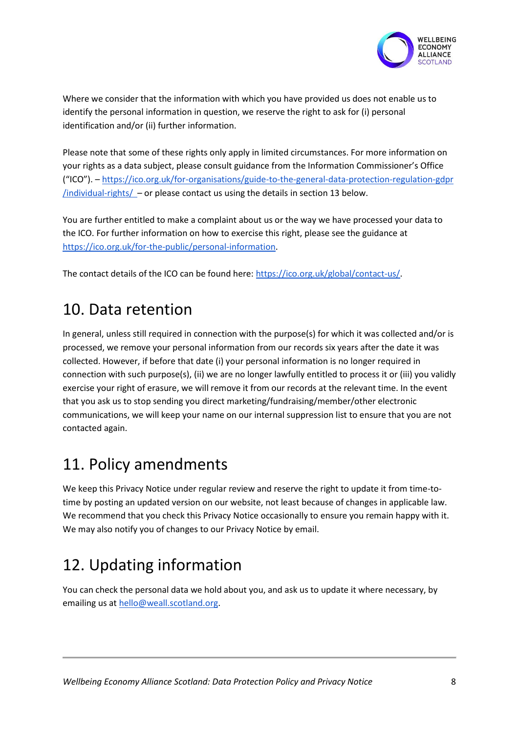Where we consider that the information with which you have provided us does not enable us to identify the personal information in question, we reserve the right to ask for (i) personal identification and/or (ii) further information.

Please note that some of these rights only apply in limited circumstances. For more information on your rights as a data subject, please consult guidance from the Information Commissioner's Office ("ICO"). – [https://ico.org.uk/for-organisations/guide-to-the-general-data-protection-regulation-gdpr/individual-rights/](https://ico.org.uk/for-organisations/guide-to-the-general-data-protection-regulation-gdpr/individual-rights/) – or please contact us using the details in section 13 below.

You are further entitled to make a complaint about us or the way we have processed your data to the ICO. For further information on how to exercise this right, please see the guidance at [https://ico.org.uk/for-the-public/personal-information](https://ico.org.uk/for-the-public/personal-information).

The contact details of the ICO can be found here: [https://ico.org.uk/global/contact-us/](https://ico.org.uk/global/contact-us/).

# 10. Data retention

In general, unless still required in connection with the purpose(s) for which it was collected and/or is processed, we remove your personal information from our records six years after the date it was collected. However, if before that date (i) your personal information is no longer required in connection with such purpose(s), (ii) we are no longer lawfully entitled to process it or (iii) you validly exercise your right of erasure, we will remove it from our records at the relevant time. In the event that you ask us to stop sending you direct marketing/fundraising/member/other electronic communications, we will keep your name on our internal suppression list to ensure that you are not contacted again.

# 11. Policy amendments

We keep this Privacy Notice under regular review and reserve the right to update it from time-to-time by posting an updated version on our website, not least because of changes in applicable law. We recommend that you check this Privacy Notice occasionally to ensure you remain happy with it. We may also notify you of changes to our Privacy Notice by email.

# 12. Updating information

You can check the personal data we hold about you, and ask us to update it where necessary, by emailing us at [hello@weall.scotland.org](mailto:hello@weall.scotland.org).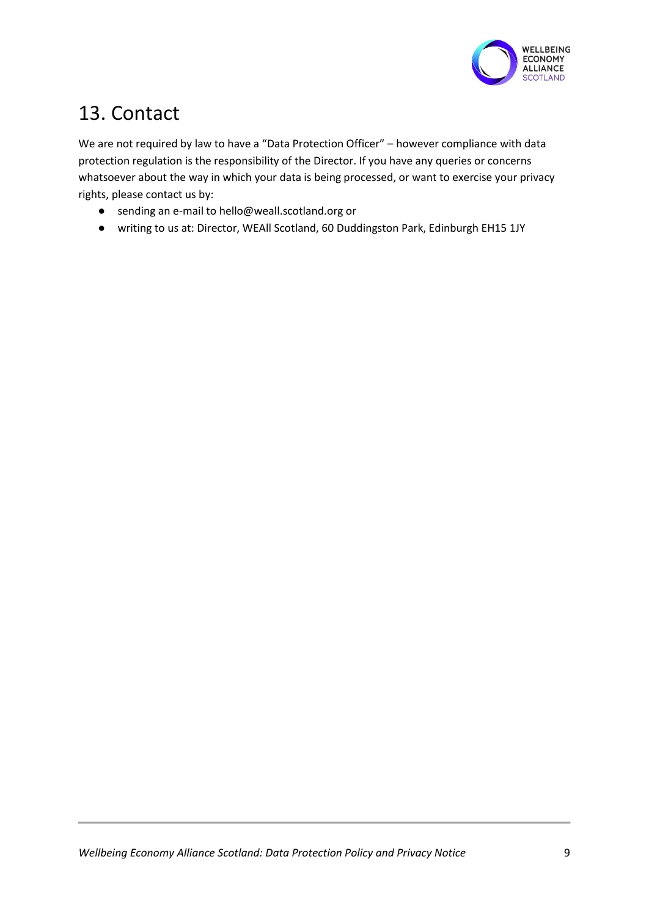## 13. Contact

We are not required by law to have a "Data Protection Officer" – however compliance with data protection regulation is the responsibility of the Director. If you have any queries or concerns whatsoever about the way in which your data is being processed, or want to exercise your privacy rights, please contact us by:

- sending an e-mail to hello@weall.scotland.org or
- writing to us at: Director, WEAll Scotland, 60 Duddingston Park, Edinburgh EH15 1JY